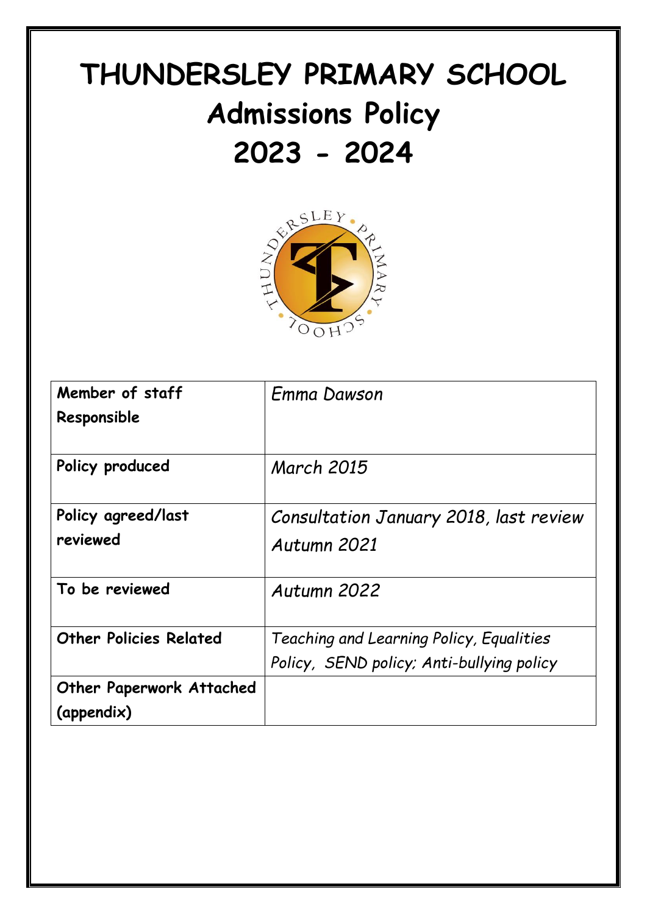# THUNDERSLEY PRIMARY SCHOOL
# Admissions Policy
# 2023 - 2024

| Member of staff Responsible | *Emma Dawson* |
|---|---|
| Policy produced | *March 2015* |
| Policy agreed/last reviewed | *Consultation January 2018, last review Autumn 2021* |
| To be reviewed | *Autumn 2022* |
| Other Policies Related | *Teaching and Learning Policy, Equalities Policy, SEND policy; Anti-bullying policy* |
| Other Paperwork Attached (appendix) | |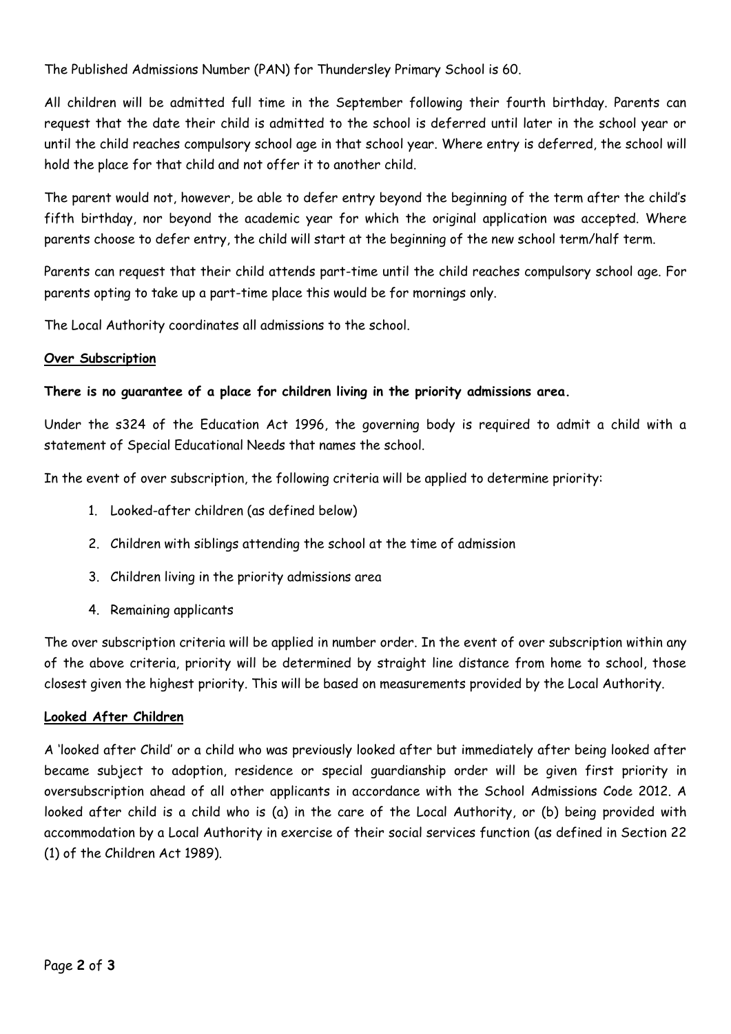The Published Admissions Number (PAN) for Thundersley Primary School is 60.

All children will be admitted full time in the September following their fourth birthday. Parents can request that the date their child is admitted to the school is deferred until later in the school year or until the child reaches compulsory school age in that school year. Where entry is deferred, the school will hold the place for that child and not offer it to another child.

The parent would not, however, be able to defer entry beyond the beginning of the term after the child's fifth birthday, nor beyond the academic year for which the original application was accepted. Where parents choose to defer entry, the child will start at the beginning of the new school term/half term.

Parents can request that their child attends part-time until the child reaches compulsory school age. For parents opting to take up a part-time place this would be for mornings only.

The Local Authority coordinates all admissions to the school.

**Over Subscription**

**There is no guarantee of a place for children living in the priority admissions area.**

Under the s324 of the Education Act 1996, the governing body is required to admit a child with a statement of Special Educational Needs that names the school.

In the event of over subscription, the following criteria will be applied to determine priority:

1. Looked-after children (as defined below)
2. Children with siblings attending the school at the time of admission
3. Children living in the priority admissions area
4. Remaining applicants

The over subscription criteria will be applied in number order. In the event of over subscription within any of the above criteria, priority will be determined by straight line distance from home to school, those closest given the highest priority. This will be based on measurements provided by the Local Authority.

**Looked After Children**

A 'looked after Child' or a child who was previously looked after but immediately after being looked after became subject to adoption, residence or special guardianship order will be given first priority in oversubscription ahead of all other applicants in accordance with the School Admissions Code 2012. A looked after child is a child who is (a) in the care of the Local Authority, or (b) being provided with accommodation by a Local Authority in exercise of their social services function (as defined in Section 22 (1) of the Children Act 1989).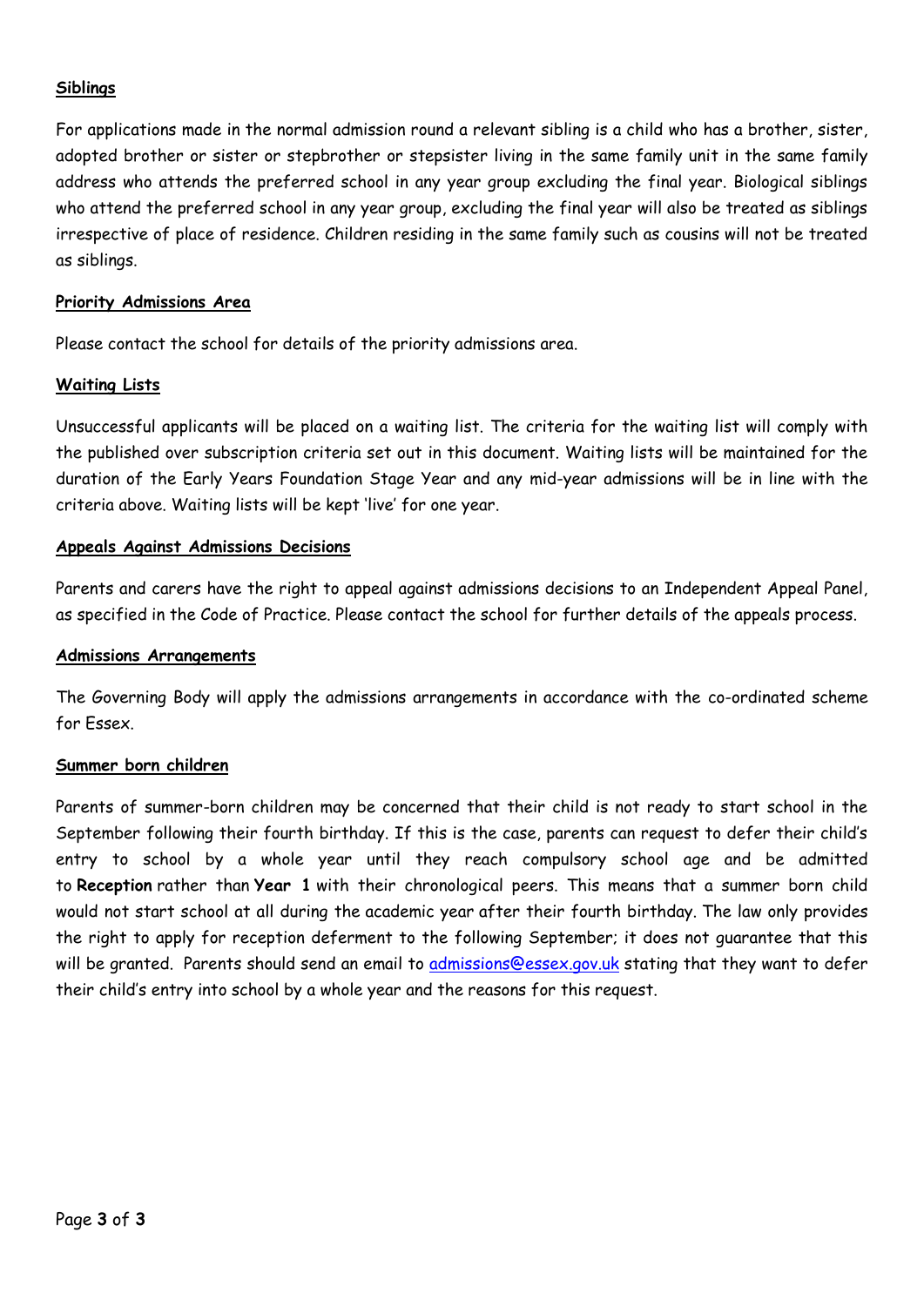**Siblings**

For applications made in the normal admission round a relevant sibling is a child who has a brother, sister, adopted brother or sister or stepbrother or stepsister living in the same family unit in the same family address who attends the preferred school in any year group excluding the final year. Biological siblings who attend the preferred school in any year group, excluding the final year will also be treated as siblings irrespective of place of residence. Children residing in the same family such as cousins will not be treated as siblings.

**Priority Admissions Area**

Please contact the school for details of the priority admissions area.

**Waiting Lists**

Unsuccessful applicants will be placed on a waiting list. The criteria for the waiting list will comply with the published over subscription criteria set out in this document. Waiting lists will be maintained for the duration of the Early Years Foundation Stage Year and any mid-year admissions will be in line with the criteria above. Waiting lists will be kept 'live' for one year.

**Appeals Against Admissions Decisions**

Parents and carers have the right to appeal against admissions decisions to an Independent Appeal Panel, as specified in the Code of Practice. Please contact the school for further details of the appeals process.

**Admissions Arrangements**

The Governing Body will apply the admissions arrangements in accordance with the co-ordinated scheme for Essex.

**Summer born children**

Parents of summer-born children may be concerned that their child is not ready to start school in the September following their fourth birthday. If this is the case, parents can request to defer their child's entry to school by a whole year until they reach compulsory school age and be admitted to **Reception** rather than **Year 1** with their chronological peers. This means that a summer born child would not start school at all during the academic year after their fourth birthday. The law only provides the right to apply for reception deferment to the following September; it does not guarantee that this will be granted. Parents should send an email to admissions@essex.gov.uk stating that they want to defer their child's entry into school by a whole year and the reasons for this request.